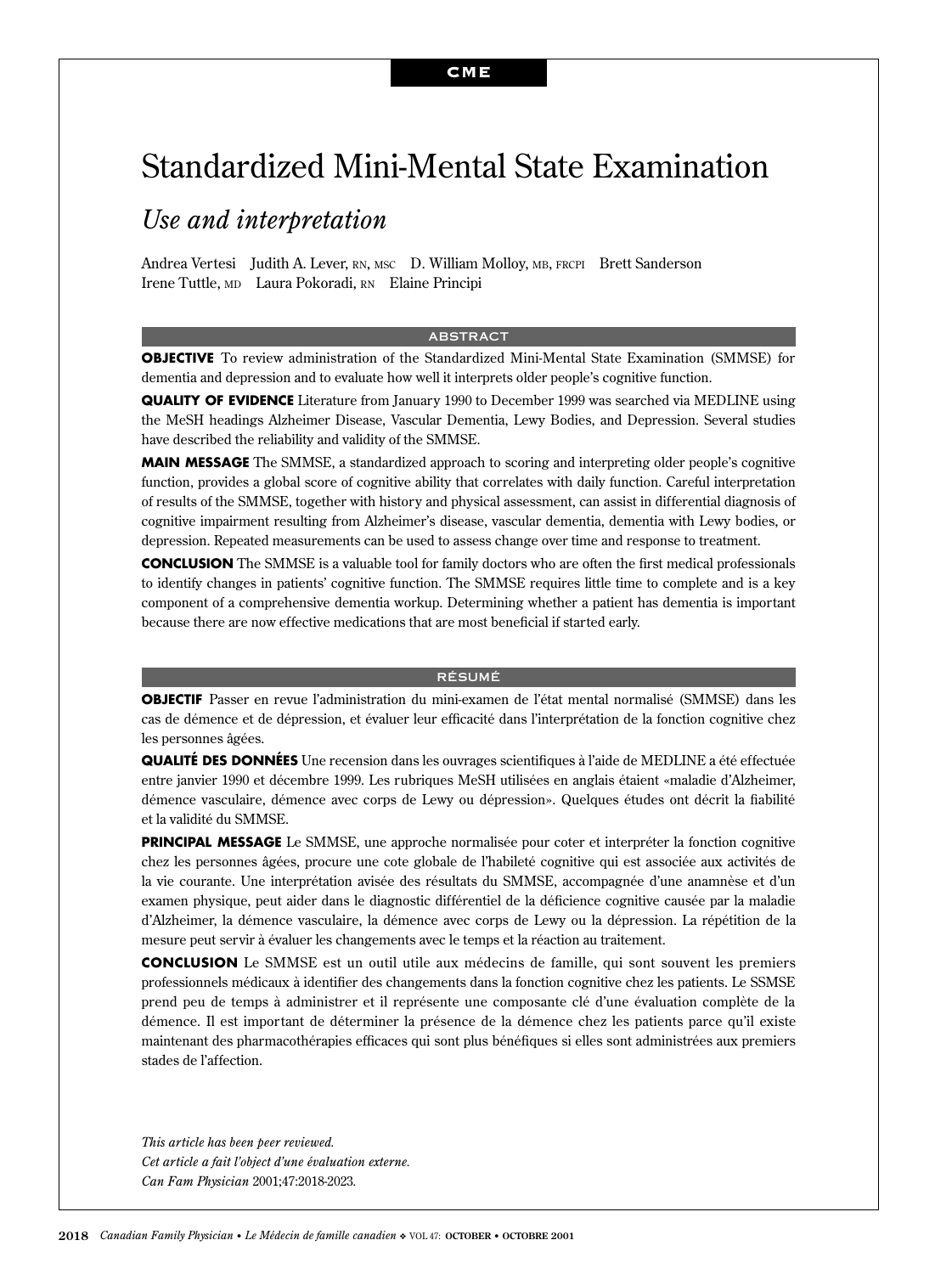CME

# Standardized Mini-Mental State Examination

## *Use and interpretation*

Andrea Vertesi Judith A. Lever, RN, MSC D. William Molloy, MB, FRCPI Brett Sanderson Irene Tuttle, MD Laura Pokoradi, RN Elaine Principi

### ABSTRACT

**OBJECTIVE** To review administration of the Standardized Mini-Mental State Examination (SMMSE) for dementia and depression and to evaluate how well it interprets older people's cognitive function.

**QUALITY OF EVIDENCE** Literature from January 1990 to December 1999 was searched via MEDLINE using the MeSH headings Alzheimer Disease, Vascular Dementia, Lewy Bodies, and Depression. Several studies have described the reliability and validity of the SMMSE.

**MAIN MESSAGE** The SMMSE, a standardized approach to scoring and interpreting older people's cognitive function, provides a global score of cognitive ability that correlates with daily function. Careful interpretation of results of the SMMSE, together with history and physical assessment, can assist in differential diagnosis of cognitive impairment resulting from Alzheimer's disease, vascular dementia, dementia with Lewy bodies, or depression. Repeated measurements can be used to assess change over time and response to treatment.

**CONCLUSION** The SMMSE is a valuable tool for family doctors who are often the first medical professionals to identify changes in patients' cognitive function. The SMMSE requires little time to complete and is a key component of a comprehensive dementia workup. Determining whether a patient has dementia is important because there are now effective medications that are most beneficial if started early.

### RÉSUMÉ

**OBJECTIF** Passer en revue l'administration du mini-examen de l'état mental normalisé (SMMSE) dans les cas de démence et de dépression, et évaluer leur efficacité dans l'interprétation de la fonction cognitive chez les personnes âgées.

**QUALITÉ DES DONNÉES** Une recension dans les ouvrages scientifiques à l'aide de MEDLINE a été effectuée entre janvier 1990 et décembre 1999. Les rubriques MeSH utilisées en anglais étaient «maladie d'Alzheimer, démence vasculaire, démence avec corps de Lewy ou dépression». Quelques études ont décrit la fiabilité et la validité du SMMSE.

**PRINCIPAL MESSAGE** Le SMMSE, une approche normalisée pour coter et interpréter la fonction cognitive chez les personnes âgées, procure une cote globale de l'habileté cognitive qui est associée aux activités de la vie courante. Une interprétation avisée des résultats du SMMSE, accompagnée d'une anamnèse et d'un examen physique, peut aider dans le diagnostic différentiel de la déficience cognitive causée par la maladie d'Alzheimer, la démence vasculaire, la démence avec corps de Lewy ou la dépression. La répétition de la mesure peut servir à évaluer les changements avec le temps et la réaction au traitement.

**CONCLUSION** Le SMMSE est un outil utile aux médecins de famille, qui sont souvent les premiers professionnels médicaux à identifier des changements dans la fonction cognitive chez les patients. Le SSMSE prend peu de temps à administrer et il représente une composante clé d'une évaluation complète de la démence. Il est important de déterminer la présence de la démence chez les patients parce qu'il existe maintenant des pharmacothérapies efficaces qui sont plus bénéfiques si elles sont administrées aux premiers stades de l'affection.

*This article has been peer reviewed.*
*Cet article a fait l'objet d'une évaluation externe.*
*Can Fam Physician* 2001;47:2018-2023.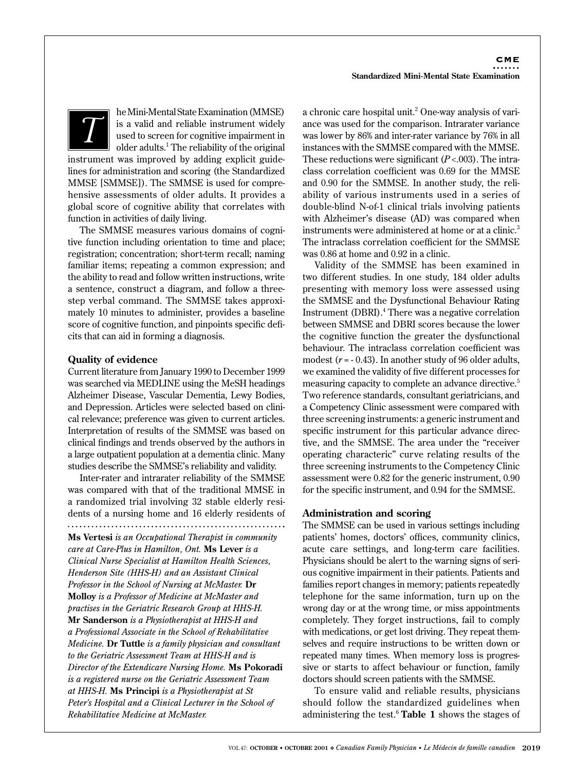The Mini-Mental State Examination (MMSE) is a valid and reliable instrument widely used to screen for cognitive impairment in older adults.[1] The reliability of the original instrument was improved by adding explicit guidelines for administration and scoring (the Standardized MMSE [SMMSE]). The SMMSE is used for comprehensive assessments of older adults. It provides a global score of cognitive ability that correlates with function in activities of daily living.

The SMMSE measures various domains of cognitive function including orientation to time and place; registration; concentration; short-term recall; naming familiar items; repeating a common expression; and the ability to read and follow written instructions, write a sentence, construct a diagram, and follow a three-step verbal command. The SMMSE takes approximately 10 minutes to administer, provides a baseline score of cognitive function, and pinpoints specific deficits that can aid in forming a diagnosis.

### Quality of evidence

Current literature from January 1990 to December 1999 was searched via MEDLINE using the MeSH headings Alzheimer Disease, Vascular Dementia, Lewy Bodies, and Depression. Articles were selected based on clinical relevance; preference was given to current articles. Interpretation of results of the SMMSE was based on clinical findings and trends observed by the authors in a large outpatient population at a dementia clinic. Many studies describe the SMMSE's reliability and validity.

Inter-rater and intrarater reliability of the SMMSE was compared with that of the traditional MMSE in a randomized trial involving 32 stable elderly residents of a nursing home and 16 elderly residents of a chronic care hospital unit.[2] One-way analysis of variance was used for the comparison. Intrarater variance was lower by 86% and inter-rater variance by 76% in all instances with the SMMSE compared with the MMSE. These reductions were significant ($P < .003$). The intraclass correlation coefficient was 0.69 for the MMSE and 0.90 for the SMMSE. In another study, the reliability of various instruments used in a series of double-blind N-of-1 clinical trials involving patients with Alzheimer's disease (AD) was compared when instruments were administered at home or at a clinic.[3] The intraclass correlation coefficient for the SMMSE was 0.86 at home and 0.92 in a clinic.

Validity of the SMMSE has been examined in two different studies. In one study, 184 older adults presenting with memory loss were assessed using the SMMSE and the Dysfunctional Behaviour Rating Instrument (DBRI).[4] There was a negative correlation between SMMSE and DBRI scores because the lower the cognitive function the greater the dysfunctional behaviour. The intraclass correlation coefficient was modest ($r = -0.43$). In another study of 96 older adults, we examined the validity of five different processes for measuring capacity to complete an advance directive.[5] Two reference standards, consultant geriatricians, and a Competency Clinic assessment were compared with three screening instruments: a generic instrument and specific instrument for this particular advance directive, and the SMMSE. The area under the "receiver operating characteristic" curve relating results of the three screening instruments to the Competency Clinic assessment were 0.82 for the generic instrument, 0.90 for the specific instrument, and 0.94 for the SMMSE.

### Administration and scoring

The SMMSE can be used in various settings including patients' homes, doctors' offices, community clinics, acute care settings, and long-term care facilities. Physicians should be alert to the warning signs of serious cognitive impairment in their patients. Patients and families report changes in memory; patients repeatedly telephone for the same information, turn up on the wrong day or at the wrong time, or miss appointments completely. They forget instructions, fail to comply with medications, or get lost driving. They repeat themselves and require instructions to be written down or repeated many times. When memory loss is progressive or starts to affect behaviour or function, family doctors should screen patients with the SMMSE.

To ensure valid and reliable results, physicians should follow the standardized guidelines when administering the test.[6] **Table 1** shows the stages of

---

**Ms Vertesi** *is an Occupational Therapist in community care at Care-Plus in Hamilton, Ont.* **Ms Lever** *is a Clinical Nurse Specialist at Hamilton Health Sciences, Henderson Site (HHS-H) and an Assistant Clinical Professor in the School of Nursing at McMaster.* **Dr Molloy** *is a Professor of Medicine at McMaster and practises in the Geriatric Research Group at HHS-H.* **Mr Sanderson** *is a Physiotherapist at HHS-H and a Professional Associate in the School of Rehabilitative Medicine.* **Dr Tuttle** *is a family physician and consultant to the Geriatric Assessment Team at HHS-H and is Director of the Extendicare Nursing Home.* **Ms Pokoradi** *is a registered nurse on the Geriatric Assessment Team at HHS-H.* **Ms Principi** *is a Physiotherapist at St Peter's Hospital and a Clinical Lecturer in the School of Rehabilitative Medicine at McMaster.*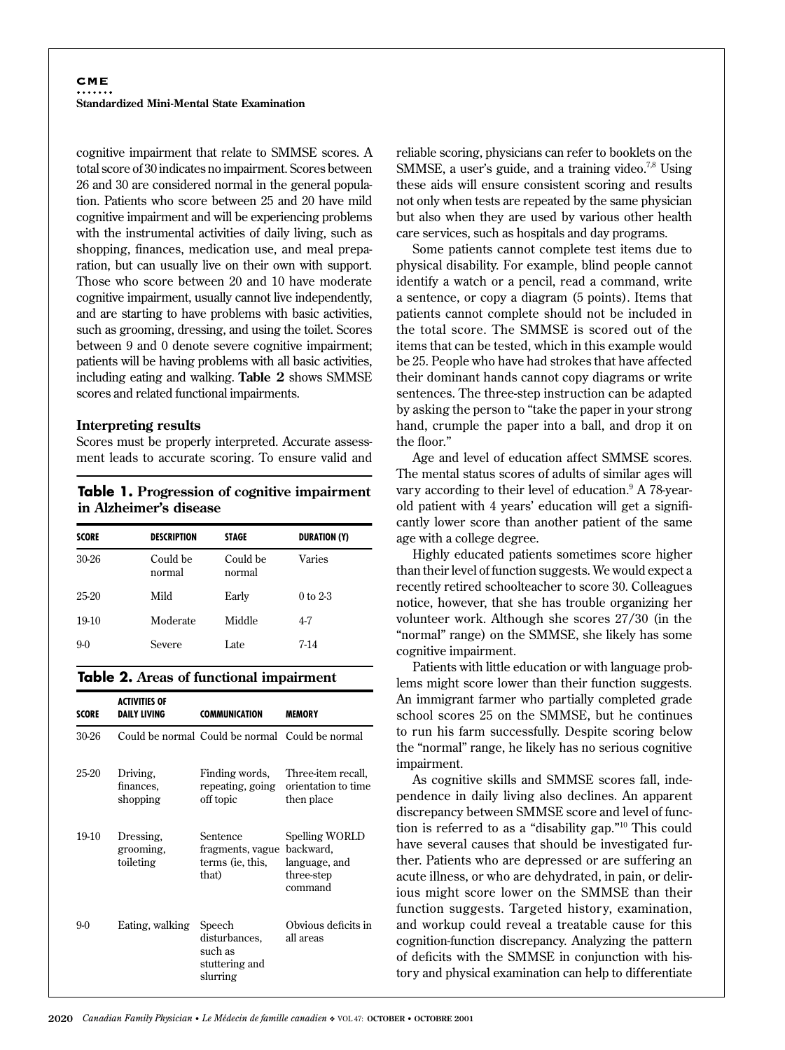cognitive impairment that relate to SMMSE scores. A total score of 30 indicates no impairment. Scores between 26 and 30 are considered normal in the general population. Patients who score between 25 and 20 have mild cognitive impairment and will be experiencing problems with the instrumental activities of daily living, such as shopping, finances, medication use, and meal preparation, but can usually live on their own with support. Those who score between 20 and 10 have moderate cognitive impairment, usually cannot live independently, and are starting to have problems with basic activities, such as grooming, dressing, and using the toilet. Scores between 9 and 0 denote severe cognitive impairment; patients will be having problems with all basic activities, including eating and walking. **Table 2** shows SMMSE scores and related functional impairments.

### Interpreting results

Scores must be properly interpreted. Accurate assessment leads to accurate scoring. To ensure valid and reliable scoring, physicians can refer to booklets on the SMMSE, a user's guide, and a training video.[7,8] Using these aids will ensure consistent scoring and results not only when tests are repeated by the same physician but also when they are used by various other health care services, such as hospitals and day programs.

Some patients cannot complete test items due to physical disability. For example, blind people cannot identify a watch or a pencil, read a command, write a sentence, or copy a diagram (5 points). Items that patients cannot complete should not be included in the total score. The SMMSE is scored out of the items that can be tested, which in this example would be 25. People who have had strokes that have affected their dominant hands cannot copy diagrams or write sentences. The three-step instruction can be adapted by asking the person to "take the paper in your strong hand, crumple the paper into a ball, and drop it on the floor."

Age and level of education affect SMMSE scores. The mental status scores of adults of similar ages will vary according to their level of education.[9] A 78-year-old patient with 4 years' education will get a significantly lower score than another patient of the same age with a college degree.

Highly educated patients sometimes score higher than their level of function suggests. We would expect a recently retired schoolteacher to score 30. Colleagues notice, however, that she has trouble organizing her volunteer work. Although she scores 27/30 (in the "normal" range) on the SMMSE, she likely has some cognitive impairment.

Patients with little education or with language problems might score lower than their function suggests. An immigrant farmer who partially completed grade school scores 25 on the SMMSE, but he continues to run his farm successfully. Despite scoring below the "normal" range, he likely has no serious cognitive impairment.

As cognitive skills and SMMSE scores fall, independence in daily living also declines. An apparent discrepancy between SMMSE score and level of function is referred to as a "disability gap."[10] This could have several causes that should be investigated further. Patients who are depressed or are suffering an acute illness, or who are dehydrated, in pain, or delirious might score lower on the SMMSE than their function suggests. Targeted history, examination, and workup could reveal a treatable cause for this cognition-function discrepancy. Analyzing the pattern of deficits with the SMMSE in conjunction with history and physical examination can help to differentiate

**Table 1. Progression of cognitive impairment in Alzheimer's disease**

| SCORE | DESCRIPTION | STAGE | DURATION (Y) |
|---|---|---|---|
| 30-26 | Could be normal | Could be normal | Varies |
| 25-20 | Mild | Early | 0 to 2-3 |
| 19-10 | Moderate | Middle | 4-7 |
| 9-0 | Severe | Late | 7-14 |

**Table 2. Areas of functional impairment**

| SCORE | ACTIVITIES OF DAILY LIVING | COMMUNICATION | MEMORY |
|---|---|---|---|
| 30-26 | Could be normal | Could be normal | Could be normal |
| 25-20 | Driving, finances, shopping | Finding words, repeating, going off topic | Three-item recall, orientation to time then place |
| 19-10 | Dressing, grooming, toileting | Sentence fragments, vague terms (ie, this, that) | Spelling WORLD backward, language, and three-step command |
| 9-0 | Eating, walking | Speech disturbances, such as stuttering and slurring | Obvious deficits in all areas |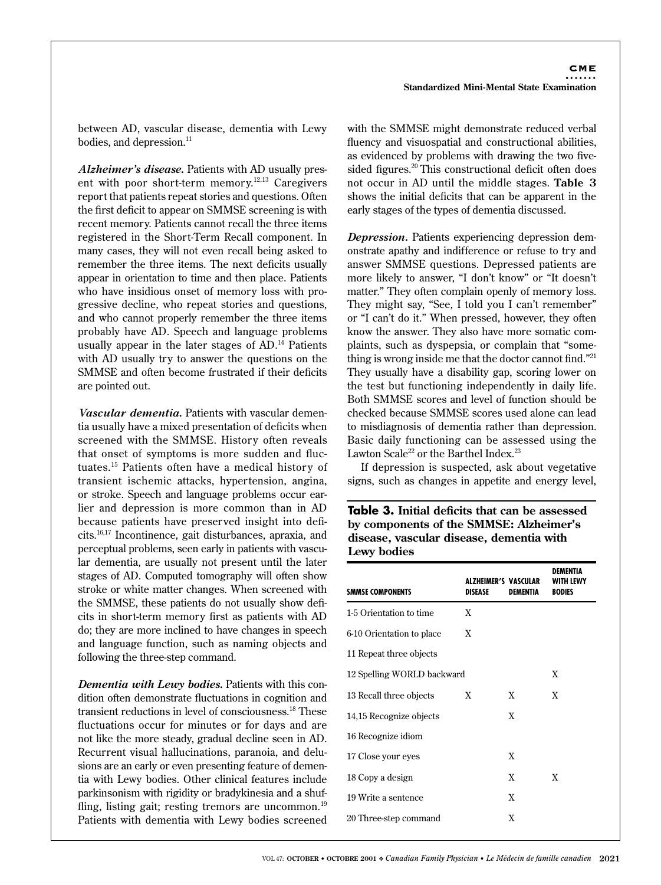between AD, vascular disease, dementia with Lewy bodies, and depression.[11]

***Alzheimer's disease.*** Patients with AD usually present with poor short-term memory.[12,13] Caregivers report that patients repeat stories and questions. Often the first deficit to appear on SMMSE screening is with recent memory. Patients cannot recall the three items registered in the Short-Term Recall component. In many cases, they will not even recall being asked to remember the three items. The next deficits usually appear in orientation to time and then place. Patients who have insidious onset of memory loss with progressive decline, who repeat stories and questions, and who cannot properly remember the three items probably have AD. Speech and language problems usually appear in the later stages of AD.[14] Patients with AD usually try to answer the questions on the SMMSE and often become frustrated if their deficits are pointed out.

***Vascular dementia.*** Patients with vascular dementia usually have a mixed presentation of deficits when screened with the SMMSE. History often reveals that onset of symptoms is more sudden and fluctuates.[15] Patients often have a medical history of transient ischemic attacks, hypertension, angina, or stroke. Speech and language problems occur earlier and depression is more common than in AD because patients have preserved insight into deficits.[16,17] Incontinence, gait disturbances, apraxia, and perceptual problems, seen early in patients with vascular dementia, are usually not present until the later stages of AD. Computed tomography will often show stroke or white matter changes. When screened with the SMMSE, these patients do not usually show deficits in short-term memory first as patients with AD do; they are more inclined to have changes in speech and language function, such as naming objects and following the three-step command.

***Dementia with Lewy bodies.*** Patients with this condition often demonstrate fluctuations in cognition and transient reductions in level of consciousness.[18] These fluctuations occur for minutes or for days and are not like the more steady, gradual decline seen in AD. Recurrent visual hallucinations, paranoia, and delusions are an early or even presenting feature of dementia with Lewy bodies. Other clinical features include parkinsonism with rigidity or bradykinesia and a shuffling, listing gait; resting tremors are uncommon.[19] Patients with dementia with Lewy bodies screened with the SMMSE might demonstrate reduced verbal fluency and visuospatial and constructional abilities, as evidenced by problems with drawing the two five-sided figures.[20] This constructional deficit often does not occur in AD until the middle stages. **Table 3** shows the initial deficits that can be apparent in the early stages of the types of dementia discussed.

***Depression.*** Patients experiencing depression demonstrate apathy and indifference or refuse to try and answer SMMSE questions. Depressed patients are more likely to answer, "I don't know" or "It doesn't matter." They often complain openly of memory loss. They might say, "See, I told you I can't remember" or "I can't do it." When pressed, however, they often know the answer. They also have more somatic complaints, such as dyspepsia, or complain that "something is wrong inside me that the doctor cannot find."[21] They usually have a disability gap, scoring lower on the test but functioning independently in daily life. Both SMMSE scores and level of function should be checked because SMMSE scores used alone can lead to misdiagnosis of dementia rather than depression. Basic daily functioning can be assessed using the Lawton Scale[22] or the Barthel Index.[23]

If depression is suspected, ask about vegetative signs, such as changes in appetite and energy level,

**Table 3. Initial deficits that can be assessed by components of the SMMSE: Alzheimer's disease, vascular disease, dementia with Lewy bodies**

| SMMSE COMPONENTS | ALZHEIMER'S DISEASE | VASCULAR DEMENTIA | DEMENTIA WITH LEWY BODIES |
|---|---|---|---|
| 1-5 Orientation to time | X | | |
| 6-10 Orientation to place | X | | |
| 11 Repeat three objects | | | |
| 12 Spelling WORLD backward | | | X |
| 13 Recall three objects | X | X | X |
| 14,15 Recognize objects | | X | |
| 16 Recognize idiom | | | |
| 17 Close your eyes | | X | |
| 18 Copy a design | | X | X |
| 19 Write a sentence | | X | |
| 20 Three-step command | | X | |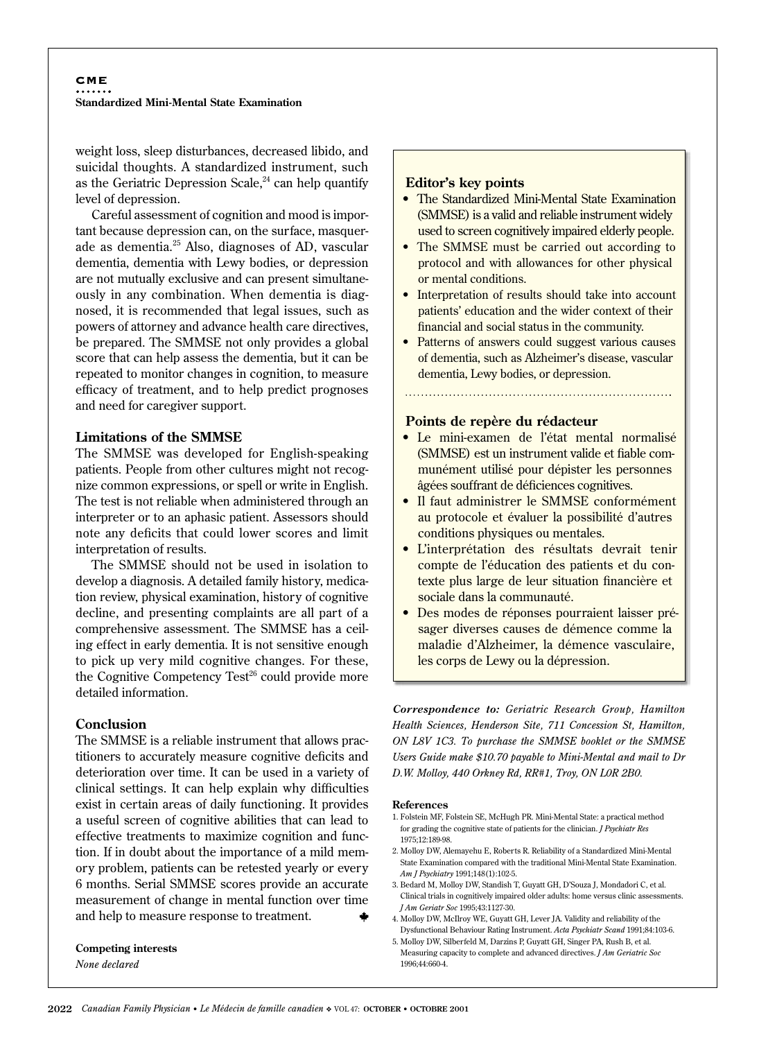weight loss, sleep disturbances, decreased libido, and suicidal thoughts. A standardized instrument, such as the Geriatric Depression Scale,[24] can help quantify level of depression.

Careful assessment of cognition and mood is important because depression can, on the surface, masquerade as dementia.[25] Also, diagnoses of AD, vascular dementia, dementia with Lewy bodies, or depression are not mutually exclusive and can present simultaneously in any combination. When dementia is diagnosed, it is recommended that legal issues, such as powers of attorney and advance health care directives, be prepared. The SMMSE not only provides a global score that can help assess the dementia, but it can be repeated to monitor changes in cognition, to measure efficacy of treatment, and to help predict prognoses and need for caregiver support.

## Limitations of the SMMSE

The SMMSE was developed for English-speaking patients. People from other cultures might not recognize common expressions, or spell or write in English. The test is not reliable when administered through an interpreter or to an aphasic patient. Assessors should note any deficits that could lower scores and limit interpretation of results.

The SMMSE should not be used in isolation to develop a diagnosis. A detailed family history, medication review, physical examination, history of cognitive decline, and presenting complaints are all part of a comprehensive assessment. The SMMSE has a ceiling effect in early dementia. It is not sensitive enough to pick up very mild cognitive changes. For these, the Cognitive Competency Test[26] could provide more detailed information.

## Conclusion

The SMMSE is a reliable instrument that allows practitioners to accurately measure cognitive deficits and deterioration over time. It can be used in a variety of clinical settings. It can help explain why difficulties exist in certain areas of daily functioning. It provides a useful screen of cognitive abilities that can lead to effective treatments to maximize cognition and function. If in doubt about the importance of a mild memory problem, patients can be retested yearly or every 6 months. Serial SMMSE scores provide an accurate measurement of change in mental function over time and help to measure response to treatment.

**Competing interests**

*None declared*

### Editor's key points

- The Standardized Mini-Mental State Examination (SMMSE) is a valid and reliable instrument widely used to screen cognitively impaired elderly people.
- The SMMSE must be carried out according to protocol and with allowances for other physical or mental conditions.
- Interpretation of results should take into account patients' education and the wider context of their financial and social status in the community.
- Patterns of answers could suggest various causes of dementia, such as Alzheimer's disease, vascular dementia, Lewy bodies, or depression.

### Points de repère du rédacteur

- Le mini-examen de l'état mental normalisé (SMMSE) est un instrument valide et fiable communément utilisé pour dépister les personnes âgées souffrant de déficiences cognitives.
- Il faut administrer le SMMSE conformément au protocole et évaluer la possibilité d'autres conditions physiques ou mentales.
- L'interprétation des résultats devrait tenir compte de l'éducation des patients et du contexte plus large de leur situation financière et sociale dans la communauté.
- Des modes de réponses pourraient laisser présager diverses causes de démence comme la maladie d'Alzheimer, la démence vasculaire, les corps de Lewy ou la dépression.

***Correspondence to:*** *Geriatric Research Group, Hamilton Health Sciences, Henderson Site, 711 Concession St, Hamilton, ON L8V 1C3. To purchase the SMMSE booklet or the SMMSE Users Guide make $10.70 payable to Mini-Mental and mail to Dr D.W. Molloy, 440 Orkney Rd, RR#1, Troy, ON L0R 2B0.*

**References**

1. Folstein MF, Folstein SE, McHugh PR. Mini-Mental State: a practical method for grading the cognitive state of patients for the clinician. *J Psychiatr Res* 1975;12:189-98.
2. Molloy DW, Alemayehu E, Roberts R. Reliability of a Standardized Mini-Mental State Examination compared with the traditional Mini-Mental State Examination. *Am J Psychiatry* 1991;148(1):102-5.
3. Bedard M, Molloy DW, Standish T, Guyatt GH, D'Souza J, Mondadori C, et al. Clinical trials in cognitively impaired older adults: home versus clinic assessments. *J Am Geriatr Soc* 1995;43:1127-30.
4. Molloy DW, McIlroy WE, Guyatt GH, Lever JA. Validity and reliability of the Dysfunctional Behaviour Rating Instrument. *Acta Psychiatr Scand* 1991;84:103-6.
5. Molloy DW, Silberfeld M, Darzins P, Guyatt GH, Singer PA, Rush B, et al. Measuring capacity to complete and advanced directives. *J Am Geriatric Soc* 1996;44:660-4.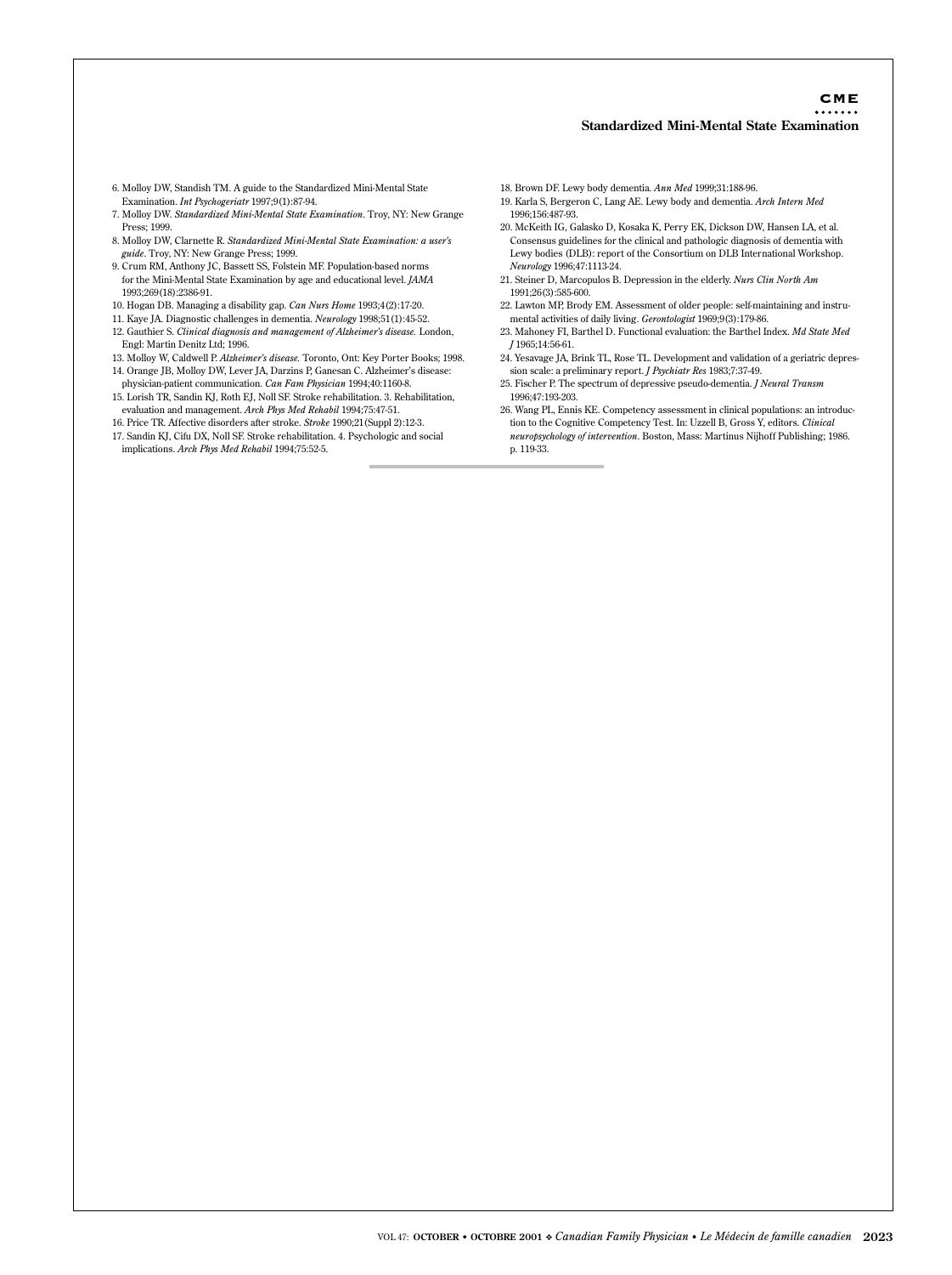6. Molloy DW, Standish TM. A guide to the Standardized Mini-Mental State Examination. *Int Psychogeriatr* 1997;9(1):87-94.
7. Molloy DW. *Standardized Mini-Mental State Examination*. Troy, NY: New Grange Press; 1999.
8. Molloy DW, Clarnette R. *Standardized Mini-Mental State Examination: a user's guide*. Troy, NY: New Grange Press; 1999.
9. Crum RM, Anthony JC, Bassett SS, Folstein MF. Population-based norms for the Mini-Mental State Examination by age and educational level. *JAMA* 1993;269(18):2386-91.
10. Hogan DB. Managing a disability gap. *Can Nurs Home* 1993;4(2):17-20.
11. Kaye JA. Diagnostic challenges in dementia. *Neurology* 1998;51(1):45-52.
12. Gauthier S. *Clinical diagnosis and management of Alzheimer's disease.* London, Engl: Martin Denitz Ltd; 1996.
13. Molloy W, Caldwell P. *Alzheimer's disease.* Toronto, Ont: Key Porter Books; 1998.
14. Orange JB, Molloy DW, Lever JA, Darzins P, Ganesan C. Alzheimer's disease: physician-patient communication. *Can Fam Physician* 1994;40:1160-8.
15. Lorish TR, Sandin KJ, Roth EJ, Noll SF. Stroke rehabilitation. 3. Rehabilitation, evaluation and management. *Arch Phys Med Rehabil* 1994;75:47-51.
16. Price TR. Affective disorders after stroke. *Stroke* 1990;21(Suppl 2):12-3.
17. Sandin KJ, Cifu DX, Noll SF. Stroke rehabilitation. 4. Psychologic and social implications. *Arch Phys Med Rehabil* 1994;75:52-5.
18. Brown DF. Lewy body dementia. *Ann Med* 1999;31:188-96.
19. Karla S, Bergeron C, Lang AE. Lewy body and dementia. *Arch Intern Med* 1996;156:487-93.
20. McKeith IG, Galasko D, Kosaka K, Perry EK, Dickson DW, Hansen LA, et al. Consensus guidelines for the clinical and pathologic diagnosis of dementia with Lewy bodies (DLB): report of the Consortium on DLB International Workshop. *Neurology* 1996;47:1113-24.
21. Steiner D, Marcopulos B. Depression in the elderly. *Nurs Clin North Am* 1991;26(3):585-600.
22. Lawton MP, Brody EM. Assessment of older people: self-maintaining and instrumental activities of daily living. *Gerontologist* 1969;9(3):179-86.
23. Mahoney FI, Barthel D. Functional evaluation: the Barthel Index. *Md State Med J* 1965;14:56-61.
24. Yesavage JA, Brink TL, Rose TL. Development and validation of a geriatric depression scale: a preliminary report. *J Psychiatr Res* 1983;7:37-49.
25. Fischer P. The spectrum of depressive pseudo-dementia. *J Neural Transm* 1996;47:193-203.
26. Wang PL, Ennis KE. Competency assessment in clinical populations: an introduction to the Cognitive Competency Test. In: Uzzell B, Gross Y, editors. *Clinical neuropsychology of intervention*. Boston, Mass: Martinus Nijhoff Publishing; 1986. p. 119-33.